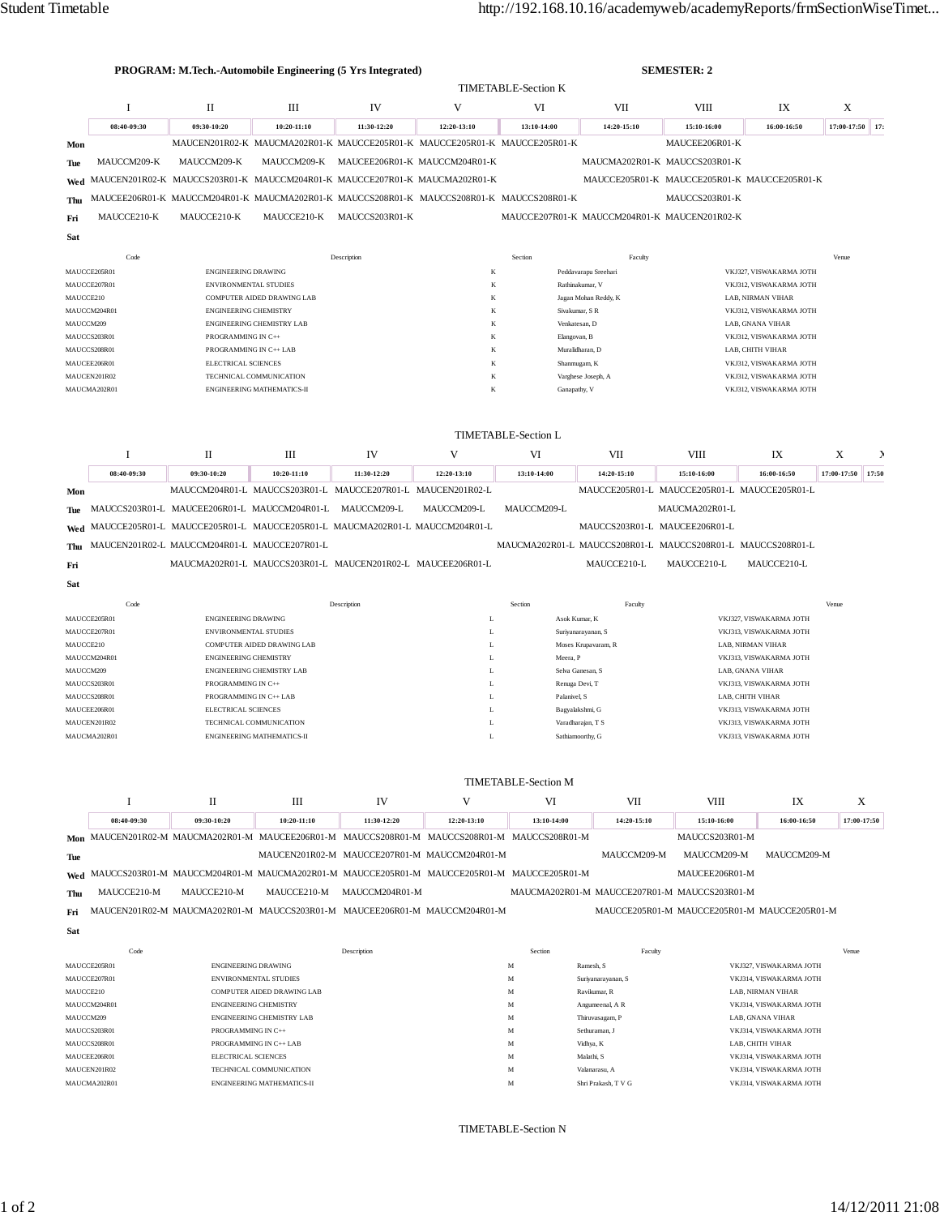**PROGRAM: M.Tech.-Automobile Engineering (5 Yrs Integrated)** **SEMESTER: 2**

## TIMETABLE-Section K

| | I | II | III | IV | V | VI | VII | VIII | IX | X | |
|---|---|---|---|---|---|---|---|---|---|---|---|
| | 08:40-09:30 | 09:30-10:20 | 10:20-11:10 | 11:30-12:20 | 12:20-13:10 | 13:10-14:00 | 14:20-15:10 | 15:10-16:00 | 16:00-16:50 | 17:00-17:50 | 17: |
| **Mon** | | MAUCEN201R02-K | MAUCMA202R01-K | MAUCCE205R01-K | MAUCCE205R01-K | MAUCCE205R01-K | | MAUCEE206R01-K | | | |
| **Tue** | MAUCCM209-K | MAUCCM209-K | MAUCCM209-K | MAUCEE206R01-K | MAUCCM204R01-K | | MAUCMA202R01-K | MAUCCS203R01-K | | | |
| **Wed** | MAUCEN201R02-K | MAUCCS203R01-K | MAUCCM204R01-K | MAUCEE207R01-K | MAUCMA202R01-K | | MAUCCE205R01-K | MAUCCE205R01-K | MAUCCE205R01-K | | |
| **Thu** | MAUCEE206R01-K | MAUCCM204R01-K | MAUCMA202R01-K | MAUCCS208R01-K | MAUCCS208R01-K | MAUCCS208R01-K | | MAUCCS203R01-K | | | |
| **Fri** | MAUCCE210-K | MAUCCE210-K | MAUCCE210-K | MAUCCS203R01-K | | MAUCCE207R01-K | MAUCCM204R01-K | MAUCEN201R02-K | | | |
| **Sat** | | | | | | | | | | | |

| Code | Description | Section | Faculty | Venue |
|---|---|---|---|---|
| MAUCCE205R01 | ENGINEERING DRAWING | K | Peddavarapu Sreehari | VKJ327, VISWAKARMA JOTH |
| MAUCCE207R01 | ENVIRONMENTAL STUDIES | K | Rathinakumar, V | VKJ312, VISWAKARMA JOTH |
| MAUCCE210 | COMPUTER AIDED DRAWING LAB | K | Jagan Mohan Reddy, K | LAB, NIRMAN VIHAR |
| MAUCCM204R01 | ENGINEERING CHEMISTRY | K | Sivakumar, S R | VKJ312, VISWAKARMA JOTH |
| MAUCCM209 | ENGINEERING CHEMISTRY LAB | K | Venkatesan, D | LAB, GNANA VIHAR |
| MAUCCS203R01 | PROGRAMMING IN C++ | K | Elangovan, B | VKJ312, VISWAKARMA JOTH |
| MAUCCS208R01 | PROGRAMMING IN C++ LAB | K | Muralidharan, D | LAB, CHITH VIHAR |
| MAUCEE206R01 | ELECTRICAL SCIENCES | K | Shanmugam, K | VKJ312, VISWAKARMA JOTH |
| MAUCEN201R02 | TECHNICAL COMMUNICATION | K | Varghese Joseph, A | VKJ312, VISWAKARMA JOTH |
| MAUCMA202R01 | ENGINEERING MATHEMATICS-II | K | Ganapathy, V | VKJ312, VISWAKARMA JOTH |

## TIMETABLE-Section L

| | I | II | III | IV | V | VI | VII | VIII | IX | X | X |
|---|---|---|---|---|---|---|---|---|---|---|---|
| | 08:40-09:30 | 09:30-10:20 | 10:20-11:10 | 11:30-12:20 | 12:20-13:10 | 13:10-14:00 | 14:20-15:10 | 15:10-16:00 | 16:00-16:50 | 17:00-17:50 | 17:50 |
| **Mon** | | MAUCCM204R01-L | MAUCCS203R01-L | MAUCCE207R01-L | MAUCEN201R02-L | | MAUCCE205R01-L | MAUCCE205R01-L | MAUCCE205R01-L | | |
| **Tue** | MAUCCS203R01-L | MAUCEE206R01-L | MAUCCM204R01-L | MAUCCM209-L | MAUCCM209-L | MAUCCM209-L | | MAUCMA202R01-L | | | |
| **Wed** | MAUCCE205R01-L | MAUCCE205R01-L | MAUCCE205R01-L | MAUCMA202R01-L | MAUCCM204R01-L | | MAUCCS203R01-L | MAUCEE206R01-L | | | |
| **Thu** | MAUCEN201R02-L | MAUCCM204R01-L | MAUCCE207R01-L | | | MAUCMA202R01-L | MAUCCS208R01-L | MAUCCS208R01-L | MAUCCS208R01-L | | |
| **Fri** | | MAUCMA202R01-L | MAUCCS203R01-L | MAUCEN201R02-L | MAUCEE206R01-L | | MAUCCE210-L | MAUCCE210-L | MAUCCE210-L | | |
| **Sat** | | | | | | | | | | | |

| Code | Description | Section | Faculty | Venue |
|---|---|---|---|---|
| MAUCCE205R01 | ENGINEERING DRAWING | L | Asok Kumar, K | VKJ327, VISWAKARMA JOTH |
| MAUCCE207R01 | ENVIRONMENTAL STUDIES | L | Suriyanarayanan, S | VKJ313, VISWAKARMA JOTH |
| MAUCCE210 | COMPUTER AIDED DRAWING LAB | L | Moses Krupavaram, R | LAB, NIRMAN VIHAR |
| MAUCCM204R01 | ENGINEERING CHEMISTRY | L | Meera, P | VKJ313, VISWAKARMA JOTH |
| MAUCCM209 | ENGINEERING CHEMISTRY LAB | L | Selva Ganesan, S | LAB, GNANA VIHAR |
| MAUCCS203R01 | PROGRAMMING IN C++ | L | Renuga Devi, T | VKJ313, VISWAKARMA JOTH |
| MAUCCS208R01 | PROGRAMMING IN C++ LAB | L | Palanivel, S | LAB, CHITH VIHAR |
| MAUCEE206R01 | ELECTRICAL SCIENCES | L | Bagyalakshmi, G | VKJ313, VISWAKARMA JOTH |
| MAUCEN201R02 | TECHNICAL COMMUNICATION | L | Varadharajan, T S | VKJ313, VISWAKARMA JOTH |
| MAUCMA202R01 | ENGINEERING MATHEMATICS-II | L | Sathiamoorthy, G | VKJ313, VISWAKARMA JOTH |

## TIMETABLE-Section M

| | I | II | III | IV | V | VI | VII | VIII | IX | X |
|---|---|---|---|---|---|---|---|---|---|---|
| | 08:40-09:30 | 09:30-10:20 | 10:20-11:10 | 11:30-12:20 | 12:20-13:10 | 13:10-14:00 | 14:20-15:10 | 15:10-16:00 | 16:00-16:50 | 17:00-17:50 |
| **Mon** | MAUCEN201R02-M | MAUCMA202R01-M | MAUCEE206R01-M | MAUCCS208R01-M | MAUCCS208R01-M | MAUCCS208R01-M | | MAUCCS203R01-M | | |
| **Tue** | | | MAUCEN201R02-M | MAUCCE207R01-M | MAUCCM204R01-M | | MAUCCM209-M | MAUCCM209-M | MAUCCM209-M | |
| **Wed** | MAUCCS203R01-M | MAUCCM204R01-M | MAUCMA202R01-M | MAUCCE205R01-M | MAUCCE205R01-M | MAUCCE205R01-M | | MAUCEE206R01-M | | |
| **Thu** | MAUCCE210-M | MAUCCE210-M | MAUCCE210-M | MAUCCM204R01-M | | MAUCMA202R01-M | MAUCCE207R01-M | MAUCCS203R01-M | | |
| **Fri** | MAUCEN201R02-M | MAUCMA202R01-M | MAUCCS203R01-M | MAUCEE206R01-M | MAUCCM204R01-M | | MAUCCE205R01-M | MAUCCE205R01-M | MAUCCE205R01-M | |
| **Sat** | | | | | | | | | | |

| Code | Description | Section | Faculty | Venue |
|---|---|---|---|---|
| MAUCCE205R01 | ENGINEERING DRAWING | M | Ramesh, S | VKJ327, VISWAKARMA JOTH |
| MAUCCE207R01 | ENVIRONMENTAL STUDIES | M | Suriyanarayanan, S | VKJ314, VISWAKARMA JOTH |
| MAUCCE210 | COMPUTER AIDED DRAWING LAB | M | Ravikumar, R | LAB, NIRMAN VIHAR |
| MAUCCM204R01 | ENGINEERING CHEMISTRY | M | Angumeenal, A R | VKJ314, VISWAKARMA JOTH |
| MAUCCM209 | ENGINEERING CHEMISTRY LAB | M | Thiruvasagam, P | LAB, GNANA VIHAR |
| MAUCCS203R01 | PROGRAMMING IN C++ | M | Sethuraman, J | VKJ314, VISWAKARMA JOTH |
| MAUCCS208R01 | PROGRAMMING IN C++ LAB | M | Vidhya, K | LAB, CHITH VIHAR |
| MAUCEE206R01 | ELECTRICAL SCIENCES | M | Malathi, S | VKJ314, VISWAKARMA JOTH |
| MAUCEN201R02 | TECHNICAL COMMUNICATION | M | Valanarasu, A | VKJ314, VISWAKARMA JOTH |
| MAUCMA202R01 | ENGINEERING MATHEMATICS-II | M | Shri Prakash, T V G | VKJ314, VISWAKARMA JOTH |

## TIMETABLE-Section N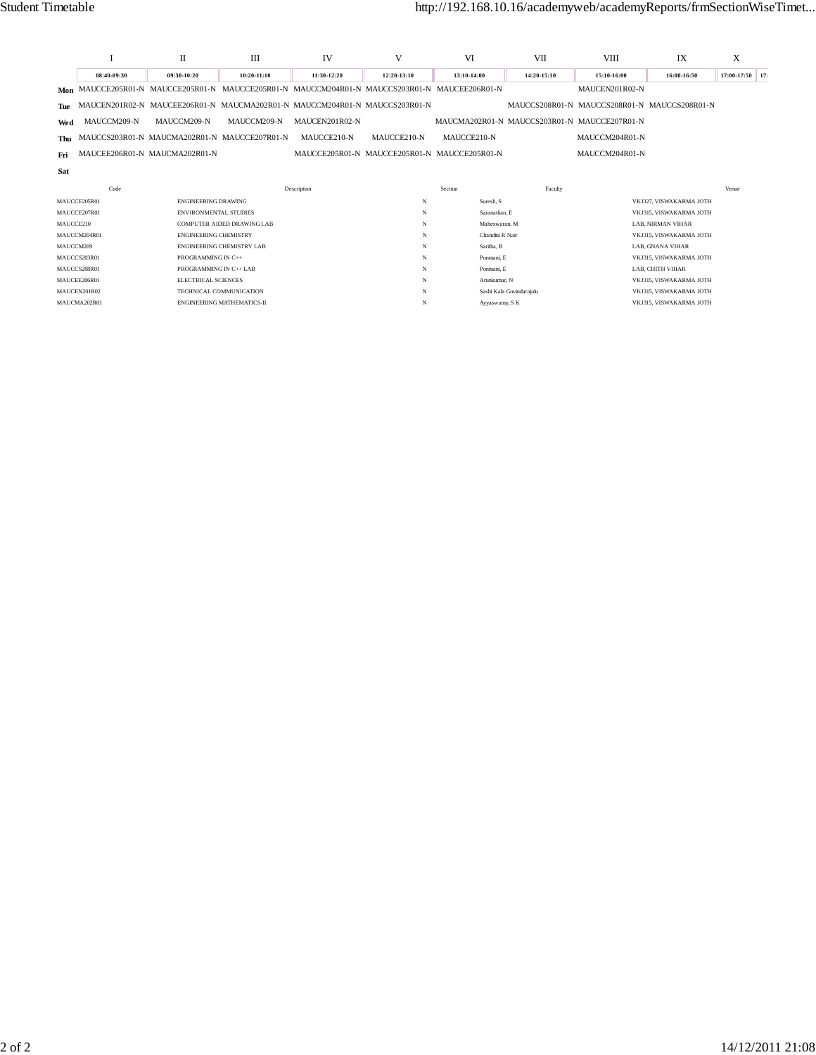| | I | II | III | IV | V | VI | VII | VIII | IX | X | |
|---|---|---|---|---|---|---|---|---|---|---|---|
| | 08:40-09:30 | 09:30-10:20 | 10:20-11:10 | 11:30-12:20 | 12:20-13:10 | 13:10-14:00 | 14:20-15:10 | 15:10-16:00 | 16:00-16:50 | 17:00-17:50 | 17: |
| **Mon** | MAUCCE205R01-N | MAUCCE205R01-N | MAUCCE205R01-N | MAUCCM204R01-N | MAUCCS203R01-N | MAUCEE206R01-N | | MAUCEN201R02-N | | | |
| **Tue** | MAUCEN201R02-N | MAUCEE206R01-N | MAUCMA202R01-N | MAUCCM204R01-N | MAUCCS203R01-N | | MAUCCS208R01-N | MAUCCS208R01-N | MAUCCS208R01-N | | |
| **Wed** | MAUCCM209-N | MAUCCM209-N | MAUCCM209-N | MAUCEN201R02-N | | MAUCMA202R01-N | MAUCCS203R01-N | MAUCCE207R01-N | | | |
| **Thu** | MAUCCS203R01-N | MAUCMA202R01-N | MAUCCE207R01-N | MAUCCE210-N | MAUCCE210-N | MAUCCE210-N | | MAUCCM204R01-N | | | |
| **Fri** | MAUCEE206R01-N | MAUCMA202R01-N | | MAUCCE205R01-N | MAUCCE205R01-N | MAUCCE205R01-N | | MAUCCM204R01-N | | | |
| **Sat** | | | | | | | | | | | |

| Code | Description | Section | Faculty | Venue |
|---|---|---|---|---|
| MAUCCE205R01 | ENGINEERING DRAWING | N | Suresh, S | VKJ327, VISWAKARMA JOTH |
| MAUCCE207R01 | ENVIRONMENTAL STUDIES | N | Saranathan, E | VKJ315, VISWAKARMA JOTH |
| MAUCCE210 | COMPUTER AIDED DRAWING LAB | N | Maheswaran, M | LAB, NIRMAN VIHAR |
| MAUCCM204R01 | ENGINEERING CHEMISTRY | N | Chandini R Nair | VKJ315, VISWAKARMA JOTH |
| MAUCCM209 | ENGINEERING CHEMISTRY LAB | N | Saritha, B | LAB, GNANA VIHAR |
| MAUCCS203R01 | PROGRAMMING IN C++ | N | Ponmani, E | VKJ315, VISWAKARMA JOTH |
| MAUCCS208R01 | PROGRAMMING IN C++ LAB | N | Ponmani, E | LAB, CHITH VIHAR |
| MAUCEE206R01 | ELECTRICAL SCIENCES | N | Arunkumar, N | VKJ315, VISWAKARMA JOTH |
| MAUCEN201R02 | TECHNICAL COMMUNICATION | N | Sashi Kala Govindarajulu | VKJ315, VISWAKARMA JOTH |
| MAUCMA202R01 | ENGINEERING MATHEMATICS-II | N | Ayyaswamy, S K | VKJ315, VISWAKARMA JOTH |